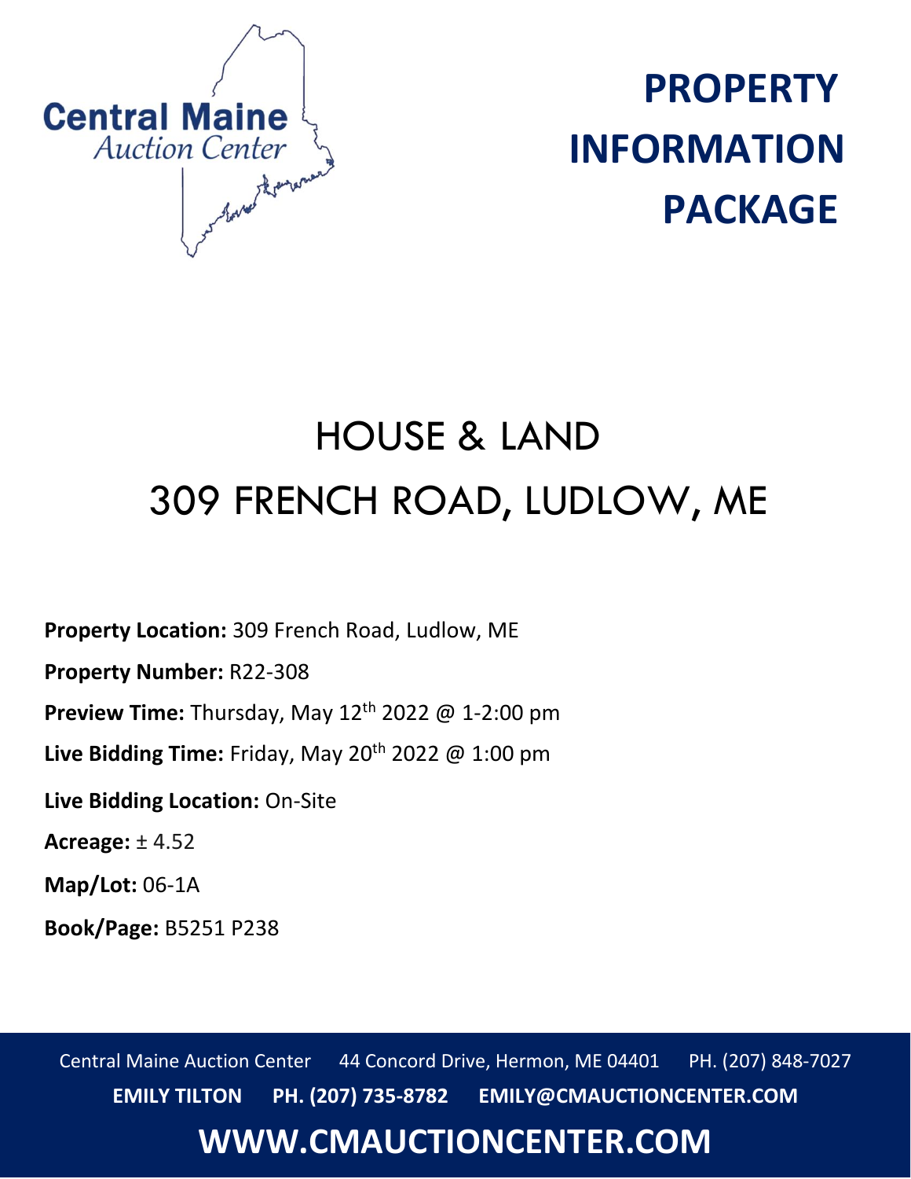Central Maine
*Auction Center*

# PROPERTY INFORMATION PACKAGE

# HOUSE & LAND
# 309 FRENCH ROAD, LUDLOW, ME

**Property Location:** 309 French Road, Ludlow, ME

**Property Number:** R22-308

**Preview Time:** Thursday, May 12th 2022 @ 1-2:00 pm

**Live Bidding Time:** Friday, May 20th 2022 @ 1:00 pm

**Live Bidding Location:** On-Site

**Acreage:** ± 4.52

**Map/Lot:** 06-1A

**Book/Page:** B5251 P238

Central Maine Auction Center    44 Concord Drive, Hermon, ME 04401    PH. (207) 848-7027

**EMILY TILTON    PH. (207) 735-8782    EMILY@CMAUCTIONCENTER.COM**

**WWW.CMAUCTIONCENTER.COM**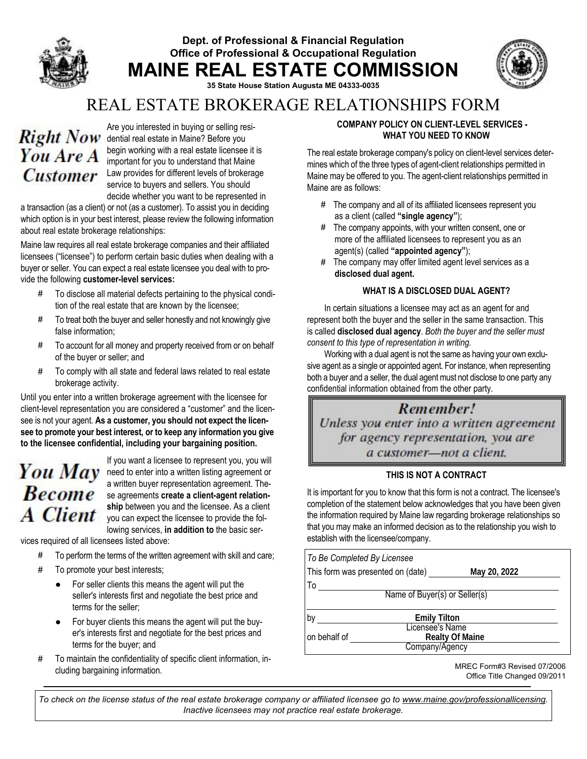Dept. of Professional & Financial Regulation
Office of Professional & Occupational Regulation

# MAINE REAL ESTATE COMMISSION

35 State House Station Augusta ME 04333-0035

# REAL ESTATE BROKERAGE RELATIONSHIPS FORM

## Right Now You Are A Customer

Are you interested in buying or selling residential real estate in Maine? Before you begin working with a real estate licensee it is important for you to understand that Maine Law provides for different levels of brokerage service to buyers and sellers. You should decide whether you want to be represented in a transaction (as a client) or not (as a customer). To assist you in deciding which option is in your best interest, please review the following information about real estate brokerage relationships:

Maine law requires all real estate brokerage companies and their affiliated licensees ("licensee") to perform certain basic duties when dealing with a buyer or seller. You can expect a real estate licensee you deal with to provide the following **customer-level services:**

- To disclose all material defects pertaining to the physical condition of the real estate that are known by the licensee;
- To treat both the buyer and seller honestly and not knowingly give false information;
- To account for all money and property received from or on behalf of the buyer or seller; and
- To comply with all state and federal laws related to real estate brokerage activity.

Until you enter into a written brokerage agreement with the licensee for client-level representation you are considered a "customer" and the licensee is not your agent. **As a customer, you should not expect the licensee to promote your best interest, or to keep any information you give to the licensee confidential, including your bargaining position.**

## You May Become A Client

If you want a licensee to represent you, you will need to enter into a written listing agreement or a written buyer representation agreement. These agreements **create a client-agent relationship** between you and the licensee. As a client you can expect the licensee to provide the following services, **in addition to** the basic services required of all licensees listed above:

- To perform the terms of the written agreement with skill and care;
- To promote your best interests;
  - For seller clients this means the agent will put the seller's interests first and negotiate the best price and terms for the seller;
  - For buyer clients this means the agent will put the buyer's interests first and negotiate for the best prices and terms for the buyer; and
- To maintain the confidentiality of specific client information, including bargaining information.

### COMPANY POLICY ON CLIENT-LEVEL SERVICES - WHAT YOU NEED TO KNOW

The real estate brokerage company's policy on client-level services determines which of the three types of agent-client relationships permitted in Maine may be offered to you. The agent-client relationships permitted in Maine are as follows:

- The company and all of its affiliated licensees represent you as a client (called **"single agency"**);
- The company appoints, with your written consent, one or more of the affiliated licensees to represent you as an agent(s) (called **"appointed agency"**);
- The company may offer limited agent level services as a **disclosed dual agent.**

### WHAT IS A DISCLOSED DUAL AGENT?

In certain situations a licensee may act as an agent for and represent both the buyer and the seller in the same transaction. This is called **disclosed dual agency**. *Both the buyer and the seller must consent to this type of representation in writing.*

Working with a dual agent is not the same as having your own exclusive agent as a single or appointed agent. For instance, when representing both a buyer and a seller, the dual agent must not disclose to one party any confidential information obtained from the other party.

***Remember!***
***Unless you enter into a written agreement for agency representation, you are a customer—not a client.***

### THIS IS NOT A CONTRACT

It is important for you to know that this form is not a contract. The licensee's completion of the statement below acknowledges that you have been given the information required by Maine law regarding brokerage relationships so that you may make an informed decision as to the relationship you wish to establish with the licensee/company.

*To Be Completed By Licensee*

This form was presented on (date) **May 20, 2022**

To ______________________
Name of Buyer(s) or Seller(s)

by **Emily Tilton**
Licensee's Name

on behalf of **Realty Of Maine**
Company/Agency

MREC Form#3 Revised 07/2006
Office Title Changed 09/2011

*To check on the license status of the real estate brokerage company or affiliated licensee go to www.maine.gov/professionallicensing. Inactive licensees may not practice real estate brokerage.*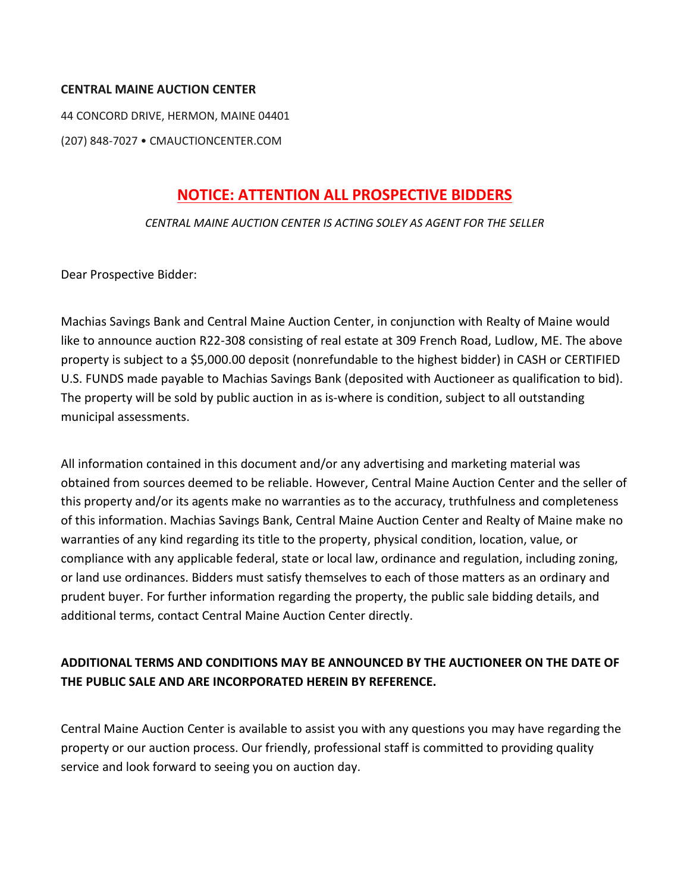**CENTRAL MAINE AUCTION CENTER**

44 CONCORD DRIVE, HERMON, MAINE 04401

(207) 848-7027 • CMAUCTIONCENTER.COM

## NOTICE: ATTENTION ALL PROSPECTIVE BIDDERS

*CENTRAL MAINE AUCTION CENTER IS ACTING SOLEY AS AGENT FOR THE SELLER*

Dear Prospective Bidder:

Machias Savings Bank and Central Maine Auction Center, in conjunction with Realty of Maine would like to announce auction R22-308 consisting of real estate at 309 French Road, Ludlow, ME. The above property is subject to a $5,000.00 deposit (nonrefundable to the highest bidder) in CASH or CERTIFIED U.S. FUNDS made payable to Machias Savings Bank (deposited with Auctioneer as qualification to bid). The property will be sold by public auction in as is-where is condition, subject to all outstanding municipal assessments.

All information contained in this document and/or any advertising and marketing material was obtained from sources deemed to be reliable. However, Central Maine Auction Center and the seller of this property and/or its agents make no warranties as to the accuracy, truthfulness and completeness of this information. Machias Savings Bank, Central Maine Auction Center and Realty of Maine make no warranties of any kind regarding its title to the property, physical condition, location, value, or compliance with any applicable federal, state or local law, ordinance and regulation, including zoning, or land use ordinances. Bidders must satisfy themselves to each of those matters as an ordinary and prudent buyer. For further information regarding the property, the public sale bidding details, and additional terms, contact Central Maine Auction Center directly.

**ADDITIONAL TERMS AND CONDITIONS MAY BE ANNOUNCED BY THE AUCTIONEER ON THE DATE OF THE PUBLIC SALE AND ARE INCORPORATED HEREIN BY REFERENCE.**

Central Maine Auction Center is available to assist you with any questions you may have regarding the property or our auction process. Our friendly, professional staff is committed to providing quality service and look forward to seeing you on auction day.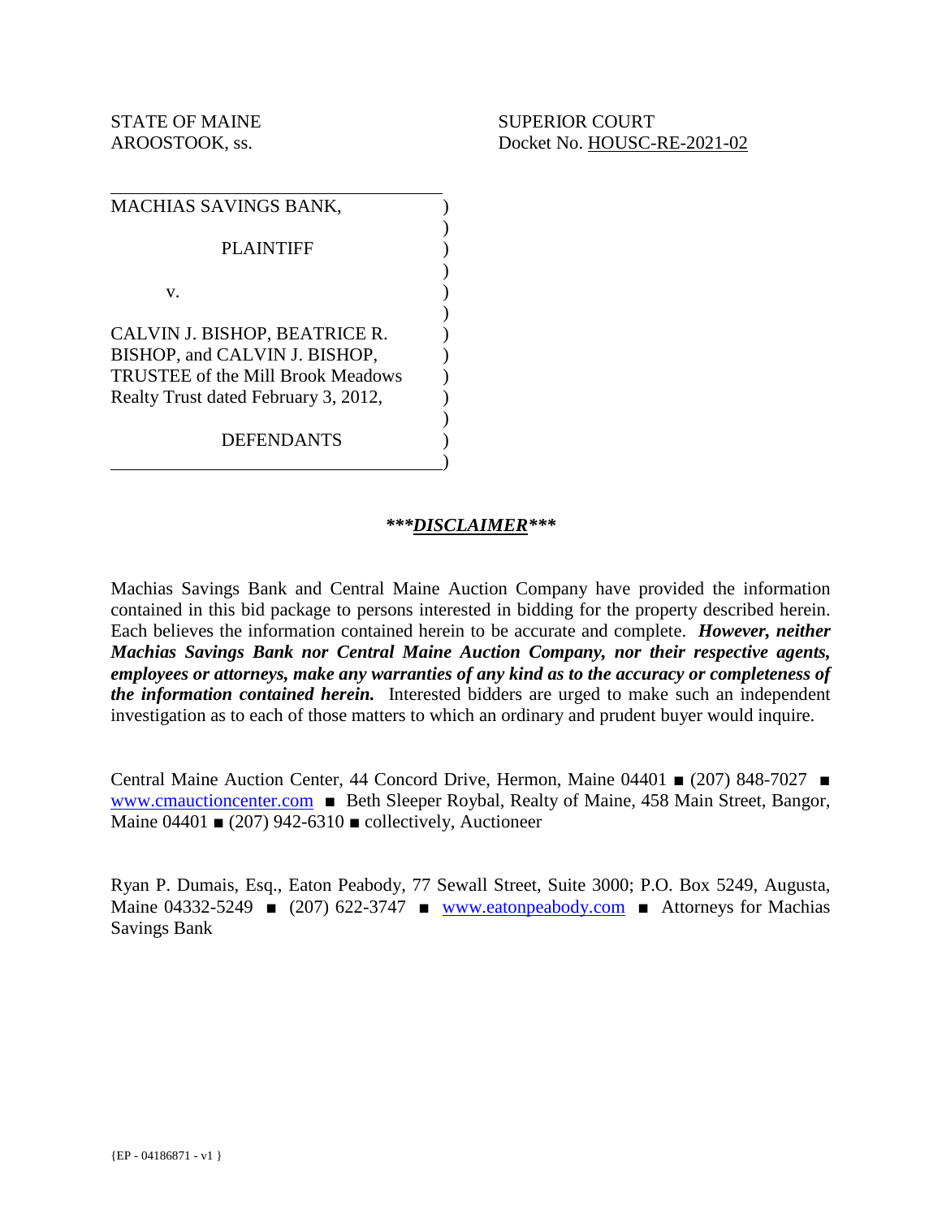STATE OF MAINE
AROOSTOOK, ss.

SUPERIOR COURT
Docket No. HOUSC-RE-2021-02

MACHIAS SAVINGS BANK,

PLAINTIFF

v.

CALVIN J. BISHOP, BEATRICE R. BISHOP, and CALVIN J. BISHOP, TRUSTEE of the Mill Brook Meadows Realty Trust dated February 3, 2012,

DEFENDANTS

***DISCLAIMER***

Machias Savings Bank and Central Maine Auction Company have provided the information contained in this bid package to persons interested in bidding for the property described herein. Each believes the information contained herein to be accurate and complete. ***However, neither Machias Savings Bank nor Central Maine Auction Company, nor their respective agents, employees or attorneys, make any warranties of any kind as to the accuracy or completeness of the information contained herein.*** Interested bidders are urged to make such an independent investigation as to each of those matters to which an ordinary and prudent buyer would inquire.

Central Maine Auction Center, 44 Concord Drive, Hermon, Maine 04401 ■ (207) 848-7027 ■ www.cmauctioncenter.com ■ Beth Sleeper Roybal, Realty of Maine, 458 Main Street, Bangor, Maine 04401 ■ (207) 942-6310 ■ collectively, Auctioneer

Ryan P. Dumais, Esq., Eaton Peabody, 77 Sewall Street, Suite 3000; P.O. Box 5249, Augusta, Maine 04332-5249 ■ (207) 622-3747 ■ www.eatonpeabody.com ■ Attorneys for Machias Savings Bank

{EP - 04186871 - v1 }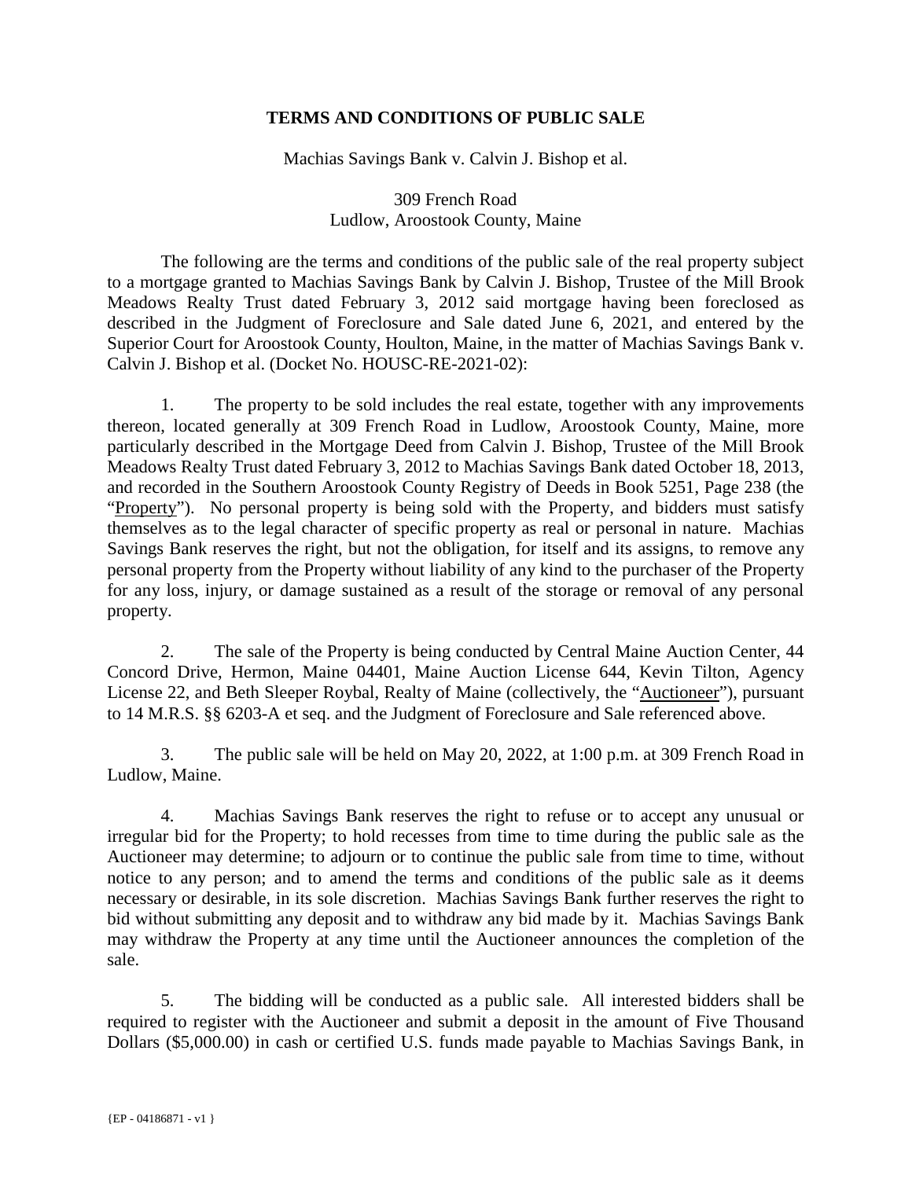## TERMS AND CONDITIONS OF PUBLIC SALE

Machias Savings Bank v. Calvin J. Bishop et al.

309 French Road
Ludlow, Aroostook County, Maine

The following are the terms and conditions of the public sale of the real property subject to a mortgage granted to Machias Savings Bank by Calvin J. Bishop, Trustee of the Mill Brook Meadows Realty Trust dated February 3, 2012 said mortgage having been foreclosed as described in the Judgment of Foreclosure and Sale dated June 6, 2021, and entered by the Superior Court for Aroostook County, Houlton, Maine, in the matter of Machias Savings Bank v. Calvin J. Bishop et al. (Docket No. HOUSC-RE-2021-02):

1. The property to be sold includes the real estate, together with any improvements thereon, located generally at 309 French Road in Ludlow, Aroostook County, Maine, more particularly described in the Mortgage Deed from Calvin J. Bishop, Trustee of the Mill Brook Meadows Realty Trust dated February 3, 2012 to Machias Savings Bank dated October 18, 2013, and recorded in the Southern Aroostook County Registry of Deeds in Book 5251, Page 238 (the "Property"). No personal property is being sold with the Property, and bidders must satisfy themselves as to the legal character of specific property as real or personal in nature. Machias Savings Bank reserves the right, but not the obligation, for itself and its assigns, to remove any personal property from the Property without liability of any kind to the purchaser of the Property for any loss, injury, or damage sustained as a result of the storage or removal of any personal property.

2. The sale of the Property is being conducted by Central Maine Auction Center, 44 Concord Drive, Hermon, Maine 04401, Maine Auction License 644, Kevin Tilton, Agency License 22, and Beth Sleeper Roybal, Realty of Maine (collectively, the "Auctioneer"), pursuant to 14 M.R.S. §§ 6203-A et seq. and the Judgment of Foreclosure and Sale referenced above.

3. The public sale will be held on May 20, 2022, at 1:00 p.m. at 309 French Road in Ludlow, Maine.

4. Machias Savings Bank reserves the right to refuse or to accept any unusual or irregular bid for the Property; to hold recesses from time to time during the public sale as the Auctioneer may determine; to adjourn or to continue the public sale from time to time, without notice to any person; and to amend the terms and conditions of the public sale as it deems necessary or desirable, in its sole discretion. Machias Savings Bank further reserves the right to bid without submitting any deposit and to withdraw any bid made by it. Machias Savings Bank may withdraw the Property at any time until the Auctioneer announces the completion of the sale.

5. The bidding will be conducted as a public sale. All interested bidders shall be required to register with the Auctioneer and submit a deposit in the amount of Five Thousand Dollars ($5,000.00) in cash or certified U.S. funds made payable to Machias Savings Bank, in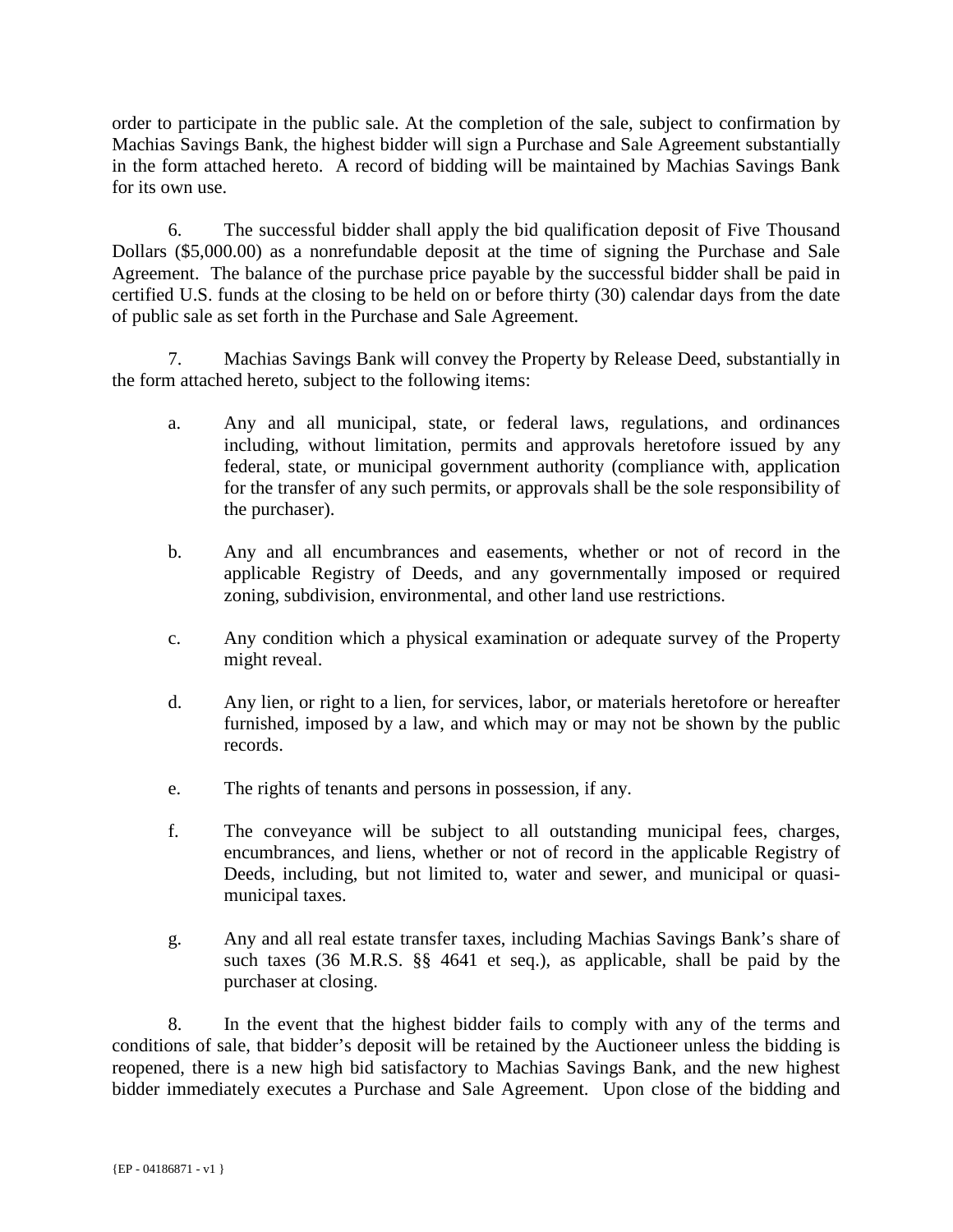order to participate in the public sale. At the completion of the sale, subject to confirmation by Machias Savings Bank, the highest bidder will sign a Purchase and Sale Agreement substantially in the form attached hereto. A record of bidding will be maintained by Machias Savings Bank for its own use.

6. The successful bidder shall apply the bid qualification deposit of Five Thousand Dollars ($5,000.00) as a nonrefundable deposit at the time of signing the Purchase and Sale Agreement. The balance of the purchase price payable by the successful bidder shall be paid in certified U.S. funds at the closing to be held on or before thirty (30) calendar days from the date of public sale as set forth in the Purchase and Sale Agreement.

7. Machias Savings Bank will convey the Property by Release Deed, substantially in the form attached hereto, subject to the following items:

a. Any and all municipal, state, or federal laws, regulations, and ordinances including, without limitation, permits and approvals heretofore issued by any federal, state, or municipal government authority (compliance with, application for the transfer of any such permits, or approvals shall be the sole responsibility of the purchaser).

b. Any and all encumbrances and easements, whether or not of record in the applicable Registry of Deeds, and any governmentally imposed or required zoning, subdivision, environmental, and other land use restrictions.

c. Any condition which a physical examination or adequate survey of the Property might reveal.

d. Any lien, or right to a lien, for services, labor, or materials heretofore or hereafter furnished, imposed by a law, and which may or may not be shown by the public records.

e. The rights of tenants and persons in possession, if any.

f. The conveyance will be subject to all outstanding municipal fees, charges, encumbrances, and liens, whether or not of record in the applicable Registry of Deeds, including, but not limited to, water and sewer, and municipal or quasi-municipal taxes.

g. Any and all real estate transfer taxes, including Machias Savings Bank's share of such taxes (36 M.R.S. §§ 4641 et seq.), as applicable, shall be paid by the purchaser at closing.

8. In the event that the highest bidder fails to comply with any of the terms and conditions of sale, that bidder's deposit will be retained by the Auctioneer unless the bidding is reopened, there is a new high bid satisfactory to Machias Savings Bank, and the new highest bidder immediately executes a Purchase and Sale Agreement. Upon close of the bidding and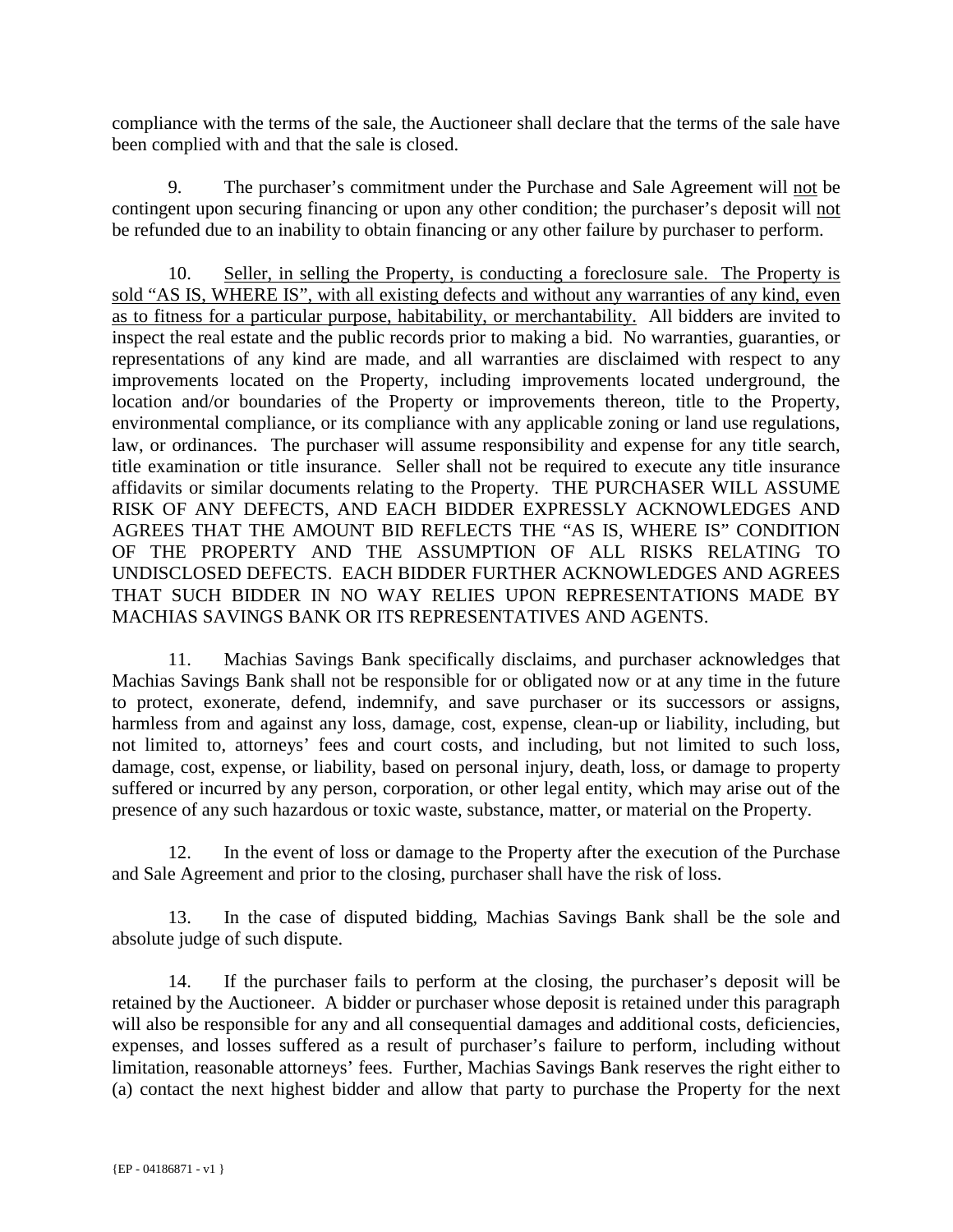compliance with the terms of the sale, the Auctioneer shall declare that the terms of the sale have been complied with and that the sale is closed.

9. The purchaser's commitment under the Purchase and Sale Agreement will not be contingent upon securing financing or upon any other condition; the purchaser's deposit will not be refunded due to an inability to obtain financing or any other failure by purchaser to perform.

10. Seller, in selling the Property, is conducting a foreclosure sale. The Property is sold "AS IS, WHERE IS", with all existing defects and without any warranties of any kind, even as to fitness for a particular purpose, habitability, or merchantability. All bidders are invited to inspect the real estate and the public records prior to making a bid. No warranties, guaranties, or representations of any kind are made, and all warranties are disclaimed with respect to any improvements located on the Property, including improvements located underground, the location and/or boundaries of the Property or improvements thereon, title to the Property, environmental compliance, or its compliance with any applicable zoning or land use regulations, law, or ordinances. The purchaser will assume responsibility and expense for any title search, title examination or title insurance. Seller shall not be required to execute any title insurance affidavits or similar documents relating to the Property. THE PURCHASER WILL ASSUME RISK OF ANY DEFECTS, AND EACH BIDDER EXPRESSLY ACKNOWLEDGES AND AGREES THAT THE AMOUNT BID REFLECTS THE "AS IS, WHERE IS" CONDITION OF THE PROPERTY AND THE ASSUMPTION OF ALL RISKS RELATING TO UNDISCLOSED DEFECTS. EACH BIDDER FURTHER ACKNOWLEDGES AND AGREES THAT SUCH BIDDER IN NO WAY RELIES UPON REPRESENTATIONS MADE BY MACHIAS SAVINGS BANK OR ITS REPRESENTATIVES AND AGENTS.

11. Machias Savings Bank specifically disclaims, and purchaser acknowledges that Machias Savings Bank shall not be responsible for or obligated now or at any time in the future to protect, exonerate, defend, indemnify, and save purchaser or its successors or assigns, harmless from and against any loss, damage, cost, expense, clean-up or liability, including, but not limited to, attorneys' fees and court costs, and including, but not limited to such loss, damage, cost, expense, or liability, based on personal injury, death, loss, or damage to property suffered or incurred by any person, corporation, or other legal entity, which may arise out of the presence of any such hazardous or toxic waste, substance, matter, or material on the Property.

12. In the event of loss or damage to the Property after the execution of the Purchase and Sale Agreement and prior to the closing, purchaser shall have the risk of loss.

13. In the case of disputed bidding, Machias Savings Bank shall be the sole and absolute judge of such dispute.

14. If the purchaser fails to perform at the closing, the purchaser's deposit will be retained by the Auctioneer. A bidder or purchaser whose deposit is retained under this paragraph will also be responsible for any and all consequential damages and additional costs, deficiencies, expenses, and losses suffered as a result of purchaser's failure to perform, including without limitation, reasonable attorneys' fees. Further, Machias Savings Bank reserves the right either to (a) contact the next highest bidder and allow that party to purchase the Property for the next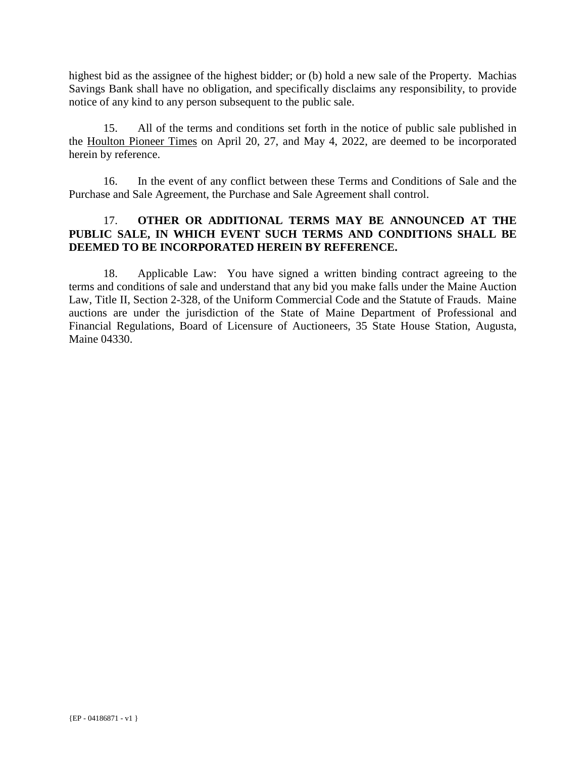highest bid as the assignee of the highest bidder; or (b) hold a new sale of the Property. Machias Savings Bank shall have no obligation, and specifically disclaims any responsibility, to provide notice of any kind to any person subsequent to the public sale.

15. All of the terms and conditions set forth in the notice of public sale published in the Houlton Pioneer Times on April 20, 27, and May 4, 2022, are deemed to be incorporated herein by reference.

16. In the event of any conflict between these Terms and Conditions of Sale and the Purchase and Sale Agreement, the Purchase and Sale Agreement shall control.

17. **OTHER OR ADDITIONAL TERMS MAY BE ANNOUNCED AT THE PUBLIC SALE, IN WHICH EVENT SUCH TERMS AND CONDITIONS SHALL BE DEEMED TO BE INCORPORATED HEREIN BY REFERENCE.**

18. Applicable Law: You have signed a written binding contract agreeing to the terms and conditions of sale and understand that any bid you make falls under the Maine Auction Law, Title II, Section 2-328, of the Uniform Commercial Code and the Statute of Frauds. Maine auctions are under the jurisdiction of the State of Maine Department of Professional and Financial Regulations, Board of Licensure of Auctioneers, 35 State House Station, Augusta, Maine 04330.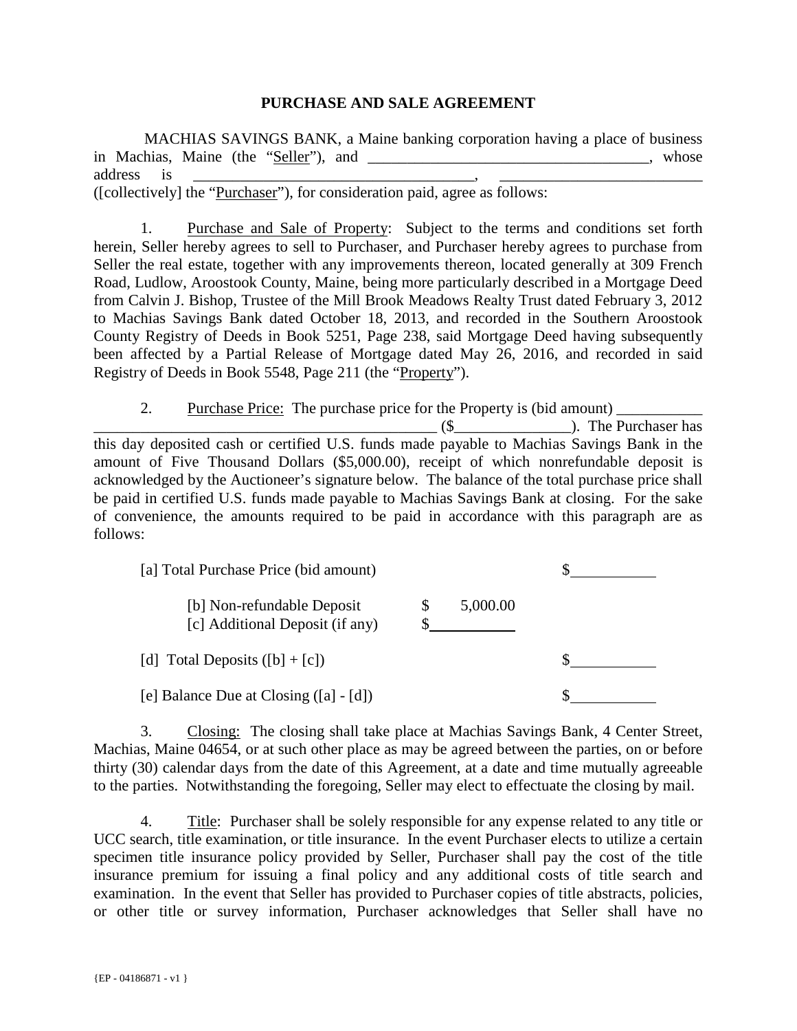# PURCHASE AND SALE AGREEMENT

MACHIAS SAVINGS BANK, a Maine banking corporation having a place of business in Machias, Maine (the "Seller"), and ____________________________________, whose address is ____________________________________, __________________________ ([collectively] the "Purchaser"), for consideration paid, agree as follows:

1. Purchase and Sale of Property: Subject to the terms and conditions set forth herein, Seller hereby agrees to sell to Purchaser, and Purchaser hereby agrees to purchase from Seller the real estate, together with any improvements thereon, located generally at 309 French Road, Ludlow, Aroostook County, Maine, being more particularly described in a Mortgage Deed from Calvin J. Bishop, Trustee of the Mill Brook Meadows Realty Trust dated February 3, 2012 to Machias Savings Bank dated October 18, 2013, and recorded in the Southern Aroostook County Registry of Deeds in Book 5251, Page 238, said Mortgage Deed having subsequently been affected by a Partial Release of Mortgage dated May 26, 2016, and recorded in said Registry of Deeds in Book 5548, Page 211 (the "Property").

2. Purchase Price: The purchase price for the Property is (bid amount) ___________ ____________________________________________ ($_______________). The Purchaser has this day deposited cash or certified U.S. funds made payable to Machias Savings Bank in the amount of Five Thousand Dollars ($5,000.00), receipt of which nonrefundable deposit is acknowledged by the Auctioneer's signature below. The balance of the total purchase price shall be paid in certified U.S. funds made payable to Machias Savings Bank at closing. For the sake of convenience, the amounts required to be paid in accordance with this paragraph are as follows:

| | | |
|---|---|---|
| [a] Total Purchase Price (bid amount) | | $__________ |
| [b] Non-refundable Deposit | $ 5,000.00 | |
| [c] Additional Deposit (if any) | $__________ | |
| [d] Total Deposits ([b] + [c]) | | $__________ |
| [e] Balance Due at Closing ([a] - [d]) | | $__________ |

3. Closing: The closing shall take place at Machias Savings Bank, 4 Center Street, Machias, Maine 04654, or at such other place as may be agreed between the parties, on or before thirty (30) calendar days from the date of this Agreement, at a date and time mutually agreeable to the parties. Notwithstanding the foregoing, Seller may elect to effectuate the closing by mail.

4. Title: Purchaser shall be solely responsible for any expense related to any title or UCC search, title examination, or title insurance. In the event Purchaser elects to utilize a certain specimen title insurance policy provided by Seller, Purchaser shall pay the cost of the title insurance premium for issuing a final policy and any additional costs of title search and examination. In the event that Seller has provided to Purchaser copies of title abstracts, policies, or other title or survey information, Purchaser acknowledges that Seller shall have no

{EP - 04186871 - v1 }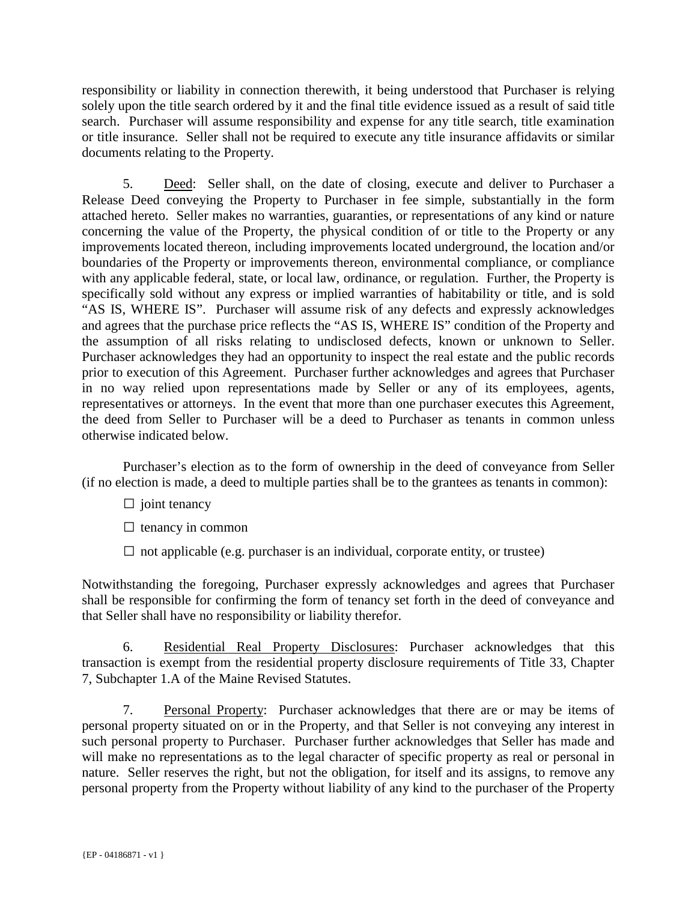responsibility or liability in connection therewith, it being understood that Purchaser is relying solely upon the title search ordered by it and the final title evidence issued as a result of said title search. Purchaser will assume responsibility and expense for any title search, title examination or title insurance. Seller shall not be required to execute any title insurance affidavits or similar documents relating to the Property.

5. Deed: Seller shall, on the date of closing, execute and deliver to Purchaser a Release Deed conveying the Property to Purchaser in fee simple, substantially in the form attached hereto. Seller makes no warranties, guaranties, or representations of any kind or nature concerning the value of the Property, the physical condition of or title to the Property or any improvements located thereon, including improvements located underground, the location and/or boundaries of the Property or improvements thereon, environmental compliance, or compliance with any applicable federal, state, or local law, ordinance, or regulation. Further, the Property is specifically sold without any express or implied warranties of habitability or title, and is sold "AS IS, WHERE IS". Purchaser will assume risk of any defects and expressly acknowledges and agrees that the purchase price reflects the "AS IS, WHERE IS" condition of the Property and the assumption of all risks relating to undisclosed defects, known or unknown to Seller. Purchaser acknowledges they had an opportunity to inspect the real estate and the public records prior to execution of this Agreement. Purchaser further acknowledges and agrees that Purchaser in no way relied upon representations made by Seller or any of its employees, agents, representatives or attorneys. In the event that more than one purchaser executes this Agreement, the deed from Seller to Purchaser will be a deed to Purchaser as tenants in common unless otherwise indicated below.

Purchaser's election as to the form of ownership in the deed of conveyance from Seller (if no election is made, a deed to multiple parties shall be to the grantees as tenants in common):

☐ joint tenancy

☐ tenancy in common

☐ not applicable (e.g. purchaser is an individual, corporate entity, or trustee)

Notwithstanding the foregoing, Purchaser expressly acknowledges and agrees that Purchaser shall be responsible for confirming the form of tenancy set forth in the deed of conveyance and that Seller shall have no responsibility or liability therefor.

6. Residential Real Property Disclosures: Purchaser acknowledges that this transaction is exempt from the residential property disclosure requirements of Title 33, Chapter 7, Subchapter 1.A of the Maine Revised Statutes.

7. Personal Property: Purchaser acknowledges that there are or may be items of personal property situated on or in the Property, and that Seller is not conveying any interest in such personal property to Purchaser. Purchaser further acknowledges that Seller has made and will make no representations as to the legal character of specific property as real or personal in nature. Seller reserves the right, but not the obligation, for itself and its assigns, to remove any personal property from the Property without liability of any kind to the purchaser of the Property

{EP - 04186871 - v1 }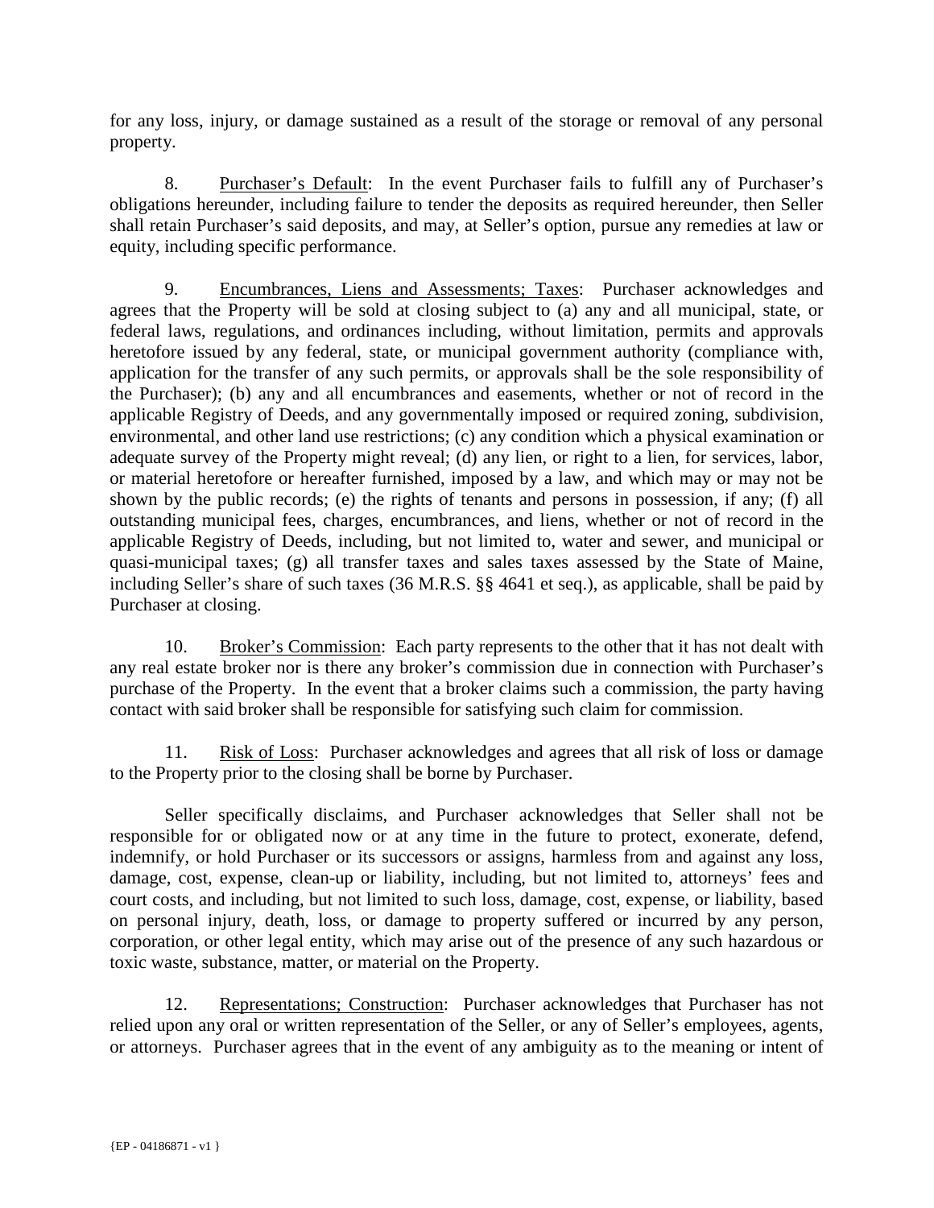for any loss, injury, or damage sustained as a result of the storage or removal of any personal property.

8. Purchaser's Default: In the event Purchaser fails to fulfill any of Purchaser's obligations hereunder, including failure to tender the deposits as required hereunder, then Seller shall retain Purchaser's said deposits, and may, at Seller's option, pursue any remedies at law or equity, including specific performance.

9. Encumbrances, Liens and Assessments; Taxes: Purchaser acknowledges and agrees that the Property will be sold at closing subject to (a) any and all municipal, state, or federal laws, regulations, and ordinances including, without limitation, permits and approvals heretofore issued by any federal, state, or municipal government authority (compliance with, application for the transfer of any such permits, or approvals shall be the sole responsibility of the Purchaser); (b) any and all encumbrances and easements, whether or not of record in the applicable Registry of Deeds, and any governmentally imposed or required zoning, subdivision, environmental, and other land use restrictions; (c) any condition which a physical examination or adequate survey of the Property might reveal; (d) any lien, or right to a lien, for services, labor, or material heretofore or hereafter furnished, imposed by a law, and which may or may not be shown by the public records; (e) the rights of tenants and persons in possession, if any; (f) all outstanding municipal fees, charges, encumbrances, and liens, whether or not of record in the applicable Registry of Deeds, including, but not limited to, water and sewer, and municipal or quasi-municipal taxes; (g) all transfer taxes and sales taxes assessed by the State of Maine, including Seller's share of such taxes (36 M.R.S. §§ 4641 et seq.), as applicable, shall be paid by Purchaser at closing.

10. Broker's Commission: Each party represents to the other that it has not dealt with any real estate broker nor is there any broker's commission due in connection with Purchaser's purchase of the Property. In the event that a broker claims such a commission, the party having contact with said broker shall be responsible for satisfying such claim for commission.

11. Risk of Loss: Purchaser acknowledges and agrees that all risk of loss or damage to the Property prior to the closing shall be borne by Purchaser.

Seller specifically disclaims, and Purchaser acknowledges that Seller shall not be responsible for or obligated now or at any time in the future to protect, exonerate, defend, indemnify, or hold Purchaser or its successors or assigns, harmless from and against any loss, damage, cost, expense, clean-up or liability, including, but not limited to, attorneys' fees and court costs, and including, but not limited to such loss, damage, cost, expense, or liability, based on personal injury, death, loss, or damage to property suffered or incurred by any person, corporation, or other legal entity, which may arise out of the presence of any such hazardous or toxic waste, substance, matter, or material on the Property.

12. Representations; Construction: Purchaser acknowledges that Purchaser has not relied upon any oral or written representation of the Seller, or any of Seller's employees, agents, or attorneys. Purchaser agrees that in the event of any ambiguity as to the meaning or intent of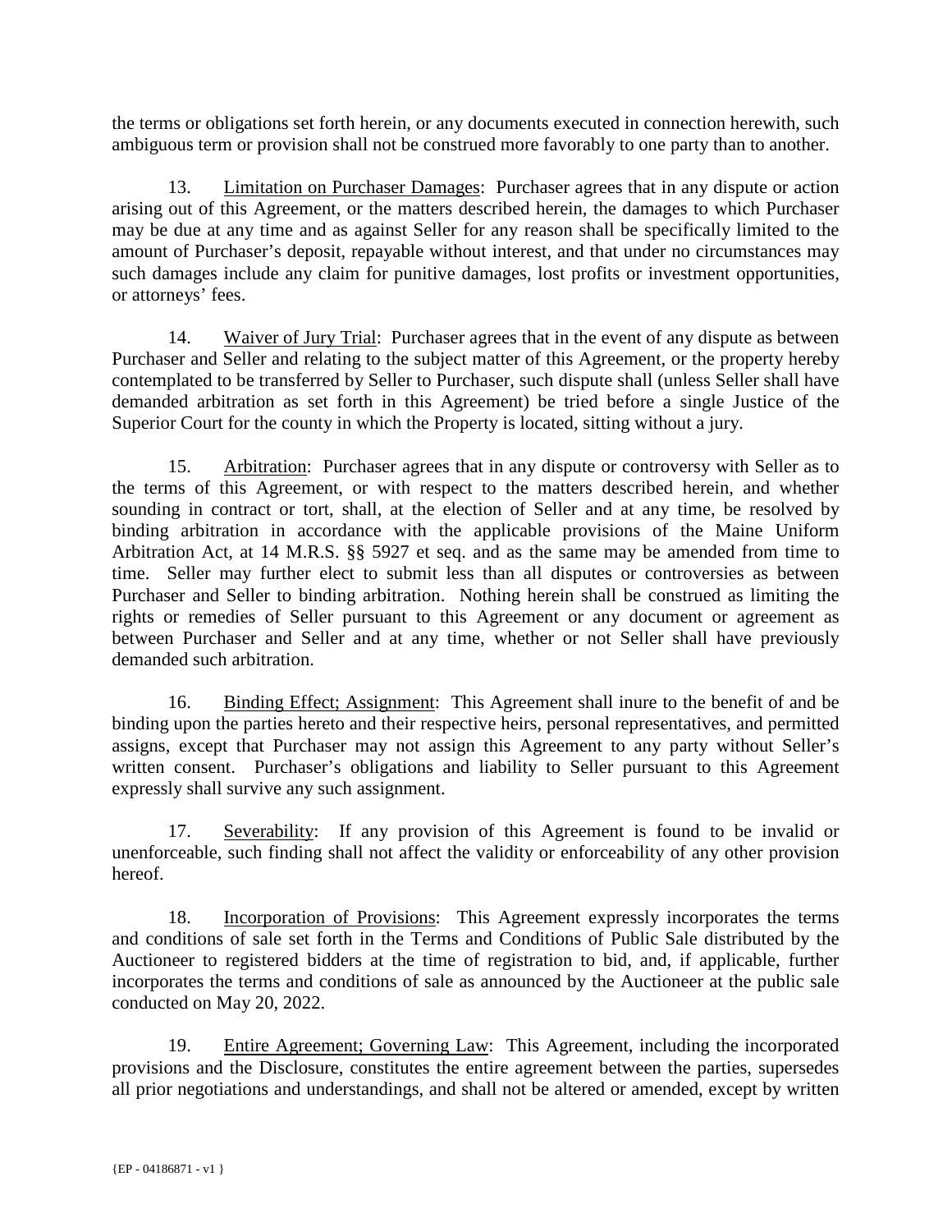the terms or obligations set forth herein, or any documents executed in connection herewith, such ambiguous term or provision shall not be construed more favorably to one party than to another.

13. Limitation on Purchaser Damages: Purchaser agrees that in any dispute or action arising out of this Agreement, or the matters described herein, the damages to which Purchaser may be due at any time and as against Seller for any reason shall be specifically limited to the amount of Purchaser's deposit, repayable without interest, and that under no circumstances may such damages include any claim for punitive damages, lost profits or investment opportunities, or attorneys' fees.

14. Waiver of Jury Trial: Purchaser agrees that in the event of any dispute as between Purchaser and Seller and relating to the subject matter of this Agreement, or the property hereby contemplated to be transferred by Seller to Purchaser, such dispute shall (unless Seller shall have demanded arbitration as set forth in this Agreement) be tried before a single Justice of the Superior Court for the county in which the Property is located, sitting without a jury.

15. Arbitration: Purchaser agrees that in any dispute or controversy with Seller as to the terms of this Agreement, or with respect to the matters described herein, and whether sounding in contract or tort, shall, at the election of Seller and at any time, be resolved by binding arbitration in accordance with the applicable provisions of the Maine Uniform Arbitration Act, at 14 M.R.S. §§ 5927 et seq. and as the same may be amended from time to time. Seller may further elect to submit less than all disputes or controversies as between Purchaser and Seller to binding arbitration. Nothing herein shall be construed as limiting the rights or remedies of Seller pursuant to this Agreement or any document or agreement as between Purchaser and Seller and at any time, whether or not Seller shall have previously demanded such arbitration.

16. Binding Effect; Assignment: This Agreement shall inure to the benefit of and be binding upon the parties hereto and their respective heirs, personal representatives, and permitted assigns, except that Purchaser may not assign this Agreement to any party without Seller's written consent. Purchaser's obligations and liability to Seller pursuant to this Agreement expressly shall survive any such assignment.

17. Severability: If any provision of this Agreement is found to be invalid or unenforceable, such finding shall not affect the validity or enforceability of any other provision hereof.

18. Incorporation of Provisions: This Agreement expressly incorporates the terms and conditions of sale set forth in the Terms and Conditions of Public Sale distributed by the Auctioneer to registered bidders at the time of registration to bid, and, if applicable, further incorporates the terms and conditions of sale as announced by the Auctioneer at the public sale conducted on May 20, 2022.

19. Entire Agreement; Governing Law: This Agreement, including the incorporated provisions and the Disclosure, constitutes the entire agreement between the parties, supersedes all prior negotiations and understandings, and shall not be altered or amended, except by written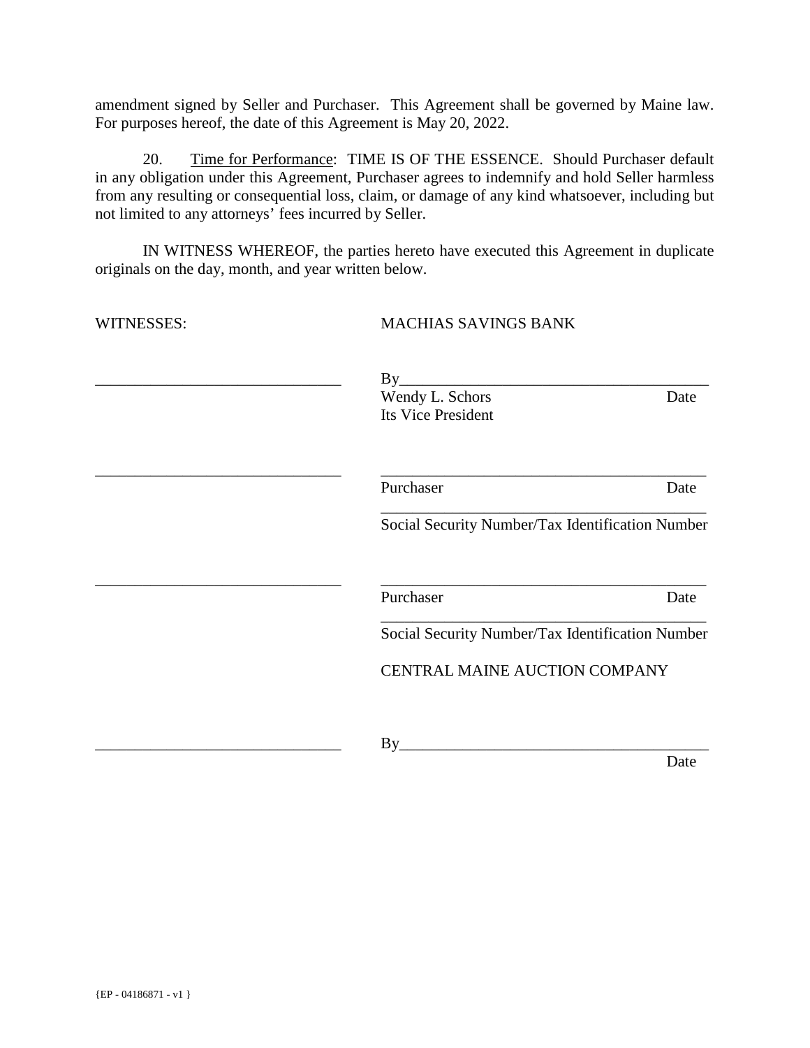amendment signed by Seller and Purchaser. This Agreement shall be governed by Maine law. For purposes hereof, the date of this Agreement is May 20, 2022.

20. Time for Performance: TIME IS OF THE ESSENCE. Should Purchaser default in any obligation under this Agreement, Purchaser agrees to indemnify and hold Seller harmless from any resulting or consequential loss, claim, or damage of any kind whatsoever, including but not limited to any attorneys' fees incurred by Seller.

IN WITNESS WHEREOF, the parties hereto have executed this Agreement in duplicate originals on the day, month, and year written below.

WITNESSES: MACHIAS SAVINGS BANK

_______________________________ By_______________________________________
Wendy L. Schors Date
Its Vice President

_______________________________ _________________________________________
Purchaser Date

_________________________________________
Social Security Number/Tax Identification Number

_______________________________ _________________________________________
Purchaser Date

_________________________________________
Social Security Number/Tax Identification Number

CENTRAL MAINE AUCTION COMPANY

_______________________________ By_______________________________________
Date

{EP - 04186871 - v1 }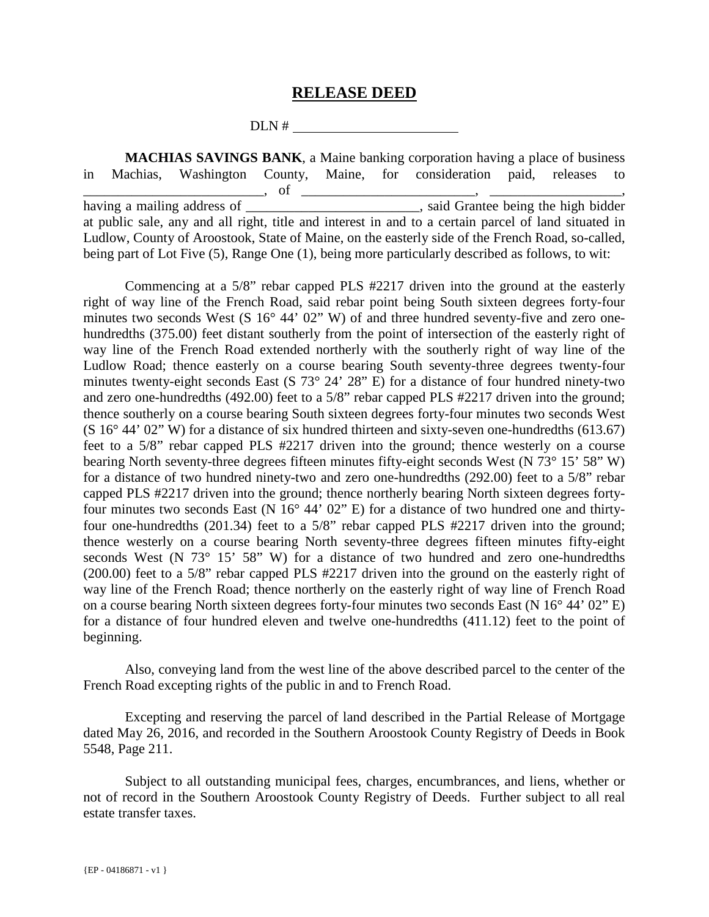# RELEASE DEED

DLN # ________________________

**MACHIAS SAVINGS BANK**, a Maine banking corporation having a place of business in Machias, Washington County, Maine, for consideration paid, releases to __________________________, of _________________________, ___________________, having a mailing address of _________________________, said Grantee being the high bidder at public sale, any and all right, title and interest in and to a certain parcel of land situated in Ludlow, County of Aroostook, State of Maine, on the easterly side of the French Road, so-called, being part of Lot Five (5), Range One (1), being more particularly described as follows, to wit:

Commencing at a 5/8" rebar capped PLS #2217 driven into the ground at the easterly right of way line of the French Road, said rebar point being South sixteen degrees forty-four minutes two seconds West (S 16° 44' 02" W) of and three hundred seventy-five and zero one-hundredths (375.00) feet distant southerly from the point of intersection of the easterly right of way line of the French Road extended northerly with the southerly right of way line of the Ludlow Road; thence easterly on a course bearing South seventy-three degrees twenty-four minutes twenty-eight seconds East (S 73° 24' 28" E) for a distance of four hundred ninety-two and zero one-hundredths (492.00) feet to a 5/8" rebar capped PLS #2217 driven into the ground; thence southerly on a course bearing South sixteen degrees forty-four minutes two seconds West (S 16° 44' 02" W) for a distance of six hundred thirteen and sixty-seven one-hundredths (613.67) feet to a 5/8" rebar capped PLS #2217 driven into the ground; thence westerly on a course bearing North seventy-three degrees fifteen minutes fifty-eight seconds West (N 73° 15' 58" W) for a distance of two hundred ninety-two and zero one-hundredths (292.00) feet to a 5/8" rebar capped PLS #2217 driven into the ground; thence northerly bearing North sixteen degrees forty-four minutes two seconds East (N 16° 44' 02" E) for a distance of two hundred one and thirty-four one-hundredths (201.34) feet to a 5/8" rebar capped PLS #2217 driven into the ground; thence westerly on a course bearing North seventy-three degrees fifteen minutes fifty-eight seconds West (N 73° 15' 58" W) for a distance of two hundred and zero one-hundredths (200.00) feet to a 5/8" rebar capped PLS #2217 driven into the ground on the easterly right of way line of the French Road; thence northerly on the easterly right of way line of French Road on a course bearing North sixteen degrees forty-four minutes two seconds East (N 16° 44' 02" E) for a distance of four hundred eleven and twelve one-hundredths (411.12) feet to the point of beginning.

Also, conveying land from the west line of the above described parcel to the center of the French Road excepting rights of the public in and to French Road.

Excepting and reserving the parcel of land described in the Partial Release of Mortgage dated May 26, 2016, and recorded in the Southern Aroostook County Registry of Deeds in Book 5548, Page 211.

Subject to all outstanding municipal fees, charges, encumbrances, and liens, whether or not of record in the Southern Aroostook County Registry of Deeds. Further subject to all real estate transfer taxes.

{EP - 04186871 - v1 }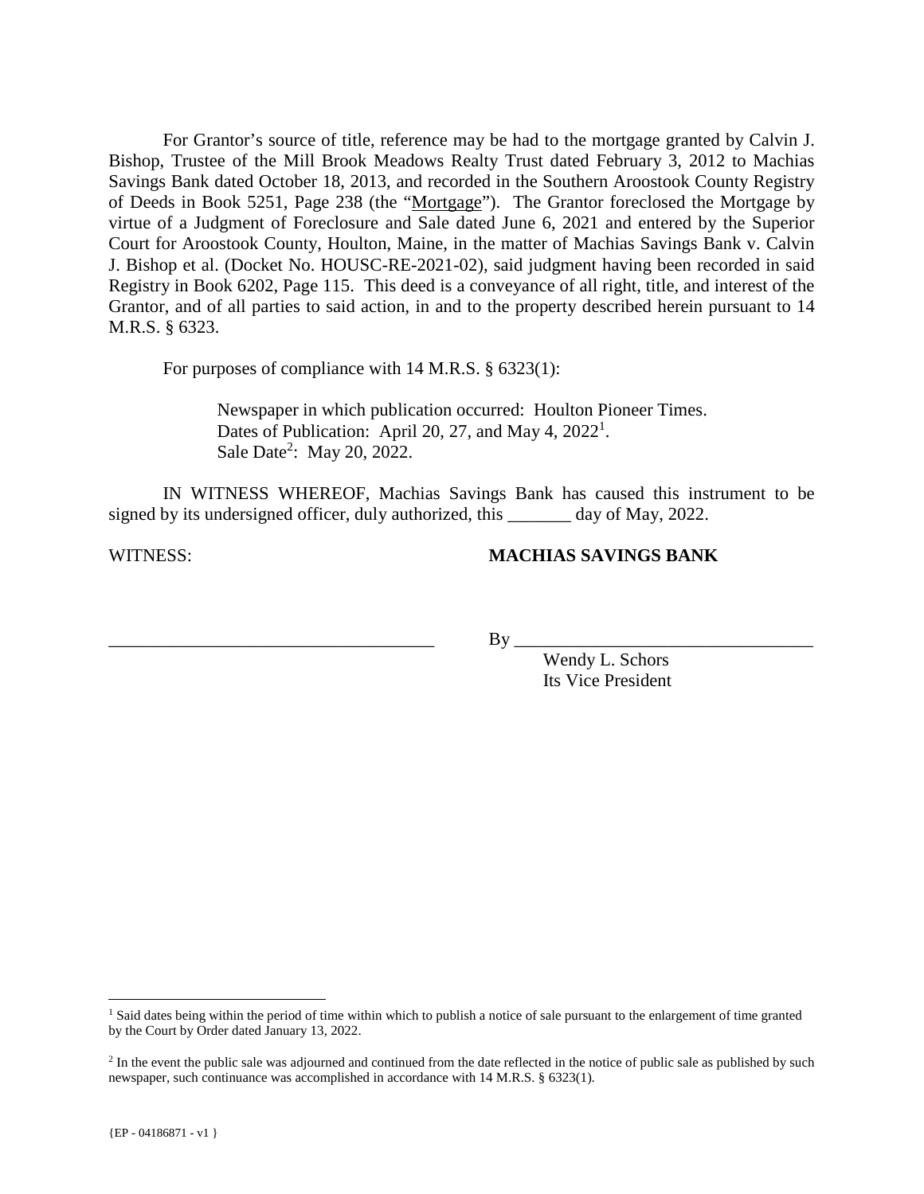For Grantor's source of title, reference may be had to the mortgage granted by Calvin J. Bishop, Trustee of the Mill Brook Meadows Realty Trust dated February 3, 2012 to Machias Savings Bank dated October 18, 2013, and recorded in the Southern Aroostook County Registry of Deeds in Book 5251, Page 238 (the "Mortgage"). The Grantor foreclosed the Mortgage by virtue of a Judgment of Foreclosure and Sale dated June 6, 2021 and entered by the Superior Court for Aroostook County, Houlton, Maine, in the matter of Machias Savings Bank v. Calvin J. Bishop et al. (Docket No. HOUSC-RE-2021-02), said judgment having been recorded in said Registry in Book 6202, Page 115. This deed is a conveyance of all right, title, and interest of the Grantor, and of all parties to said action, in and to the property described herein pursuant to 14 M.R.S. § 6323.

For purposes of compliance with 14 M.R.S. § 6323(1):

> Newspaper in which publication occurred: Houlton Pioneer Times.
> Dates of Publication: April 20, 27, and May 4, 2022[1].
> Sale Date[2]: May 20, 2022.

IN WITNESS WHEREOF, Machias Savings Bank has caused this instrument to be signed by its undersigned officer, duly authorized, this _______ day of May, 2022.

WITNESS: **MACHIAS SAVINGS BANK**

_________________________________ By _________________________________
Wendy L. Schors
Its Vice President

---

[1] Said dates being within the period of time within which to publish a notice of sale pursuant to the enlargement of time granted by the Court by Order dated January 13, 2022.

[2] In the event the public sale was adjourned and continued from the date reflected in the notice of public sale as published by such newspaper, such continuance was accomplished in accordance with 14 M.R.S. § 6323(1).

{EP - 04186871 - v1 }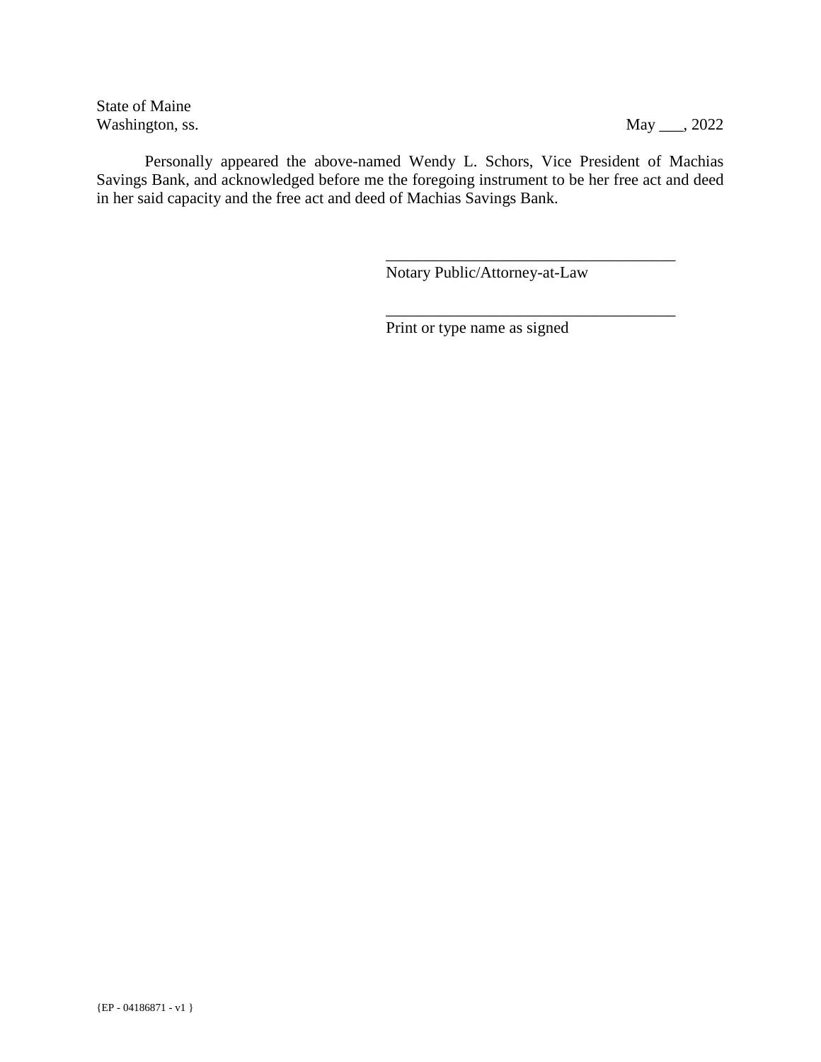State of Maine
Washington, ss.

May ___, 2022

Personally appeared the above-named Wendy L. Schors, Vice President of Machias Savings Bank, and acknowledged before me the foregoing instrument to be her free act and deed in her said capacity and the free act and deed of Machias Savings Bank.

\_\_\_\_\_\_\_\_\_\_\_\_\_\_\_\_\_\_\_\_\_\_\_\_\_\_\_\_\_\_\_\_\_\_\_\_
Notary Public/Attorney-at-Law

\_\_\_\_\_\_\_\_\_\_\_\_\_\_\_\_\_\_\_\_\_\_\_\_\_\_\_\_\_\_\_\_\_\_\_\_
Print or type name as signed

{EP - 04186871 - v1 }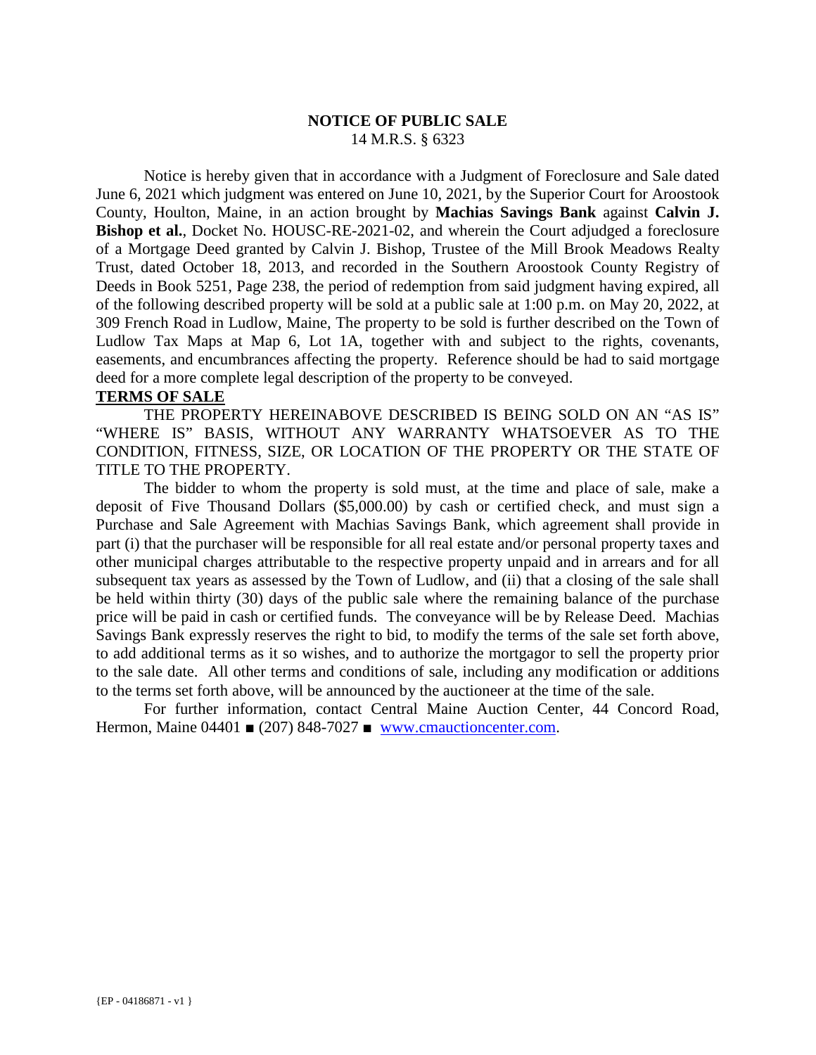# NOTICE OF PUBLIC SALE

14 M.R.S. § 6323

Notice is hereby given that in accordance with a Judgment of Foreclosure and Sale dated June 6, 2021 which judgment was entered on June 10, 2021, by the Superior Court for Aroostook County, Houlton, Maine, in an action brought by **Machias Savings Bank** against **Calvin J. Bishop et al.**, Docket No. HOUSC-RE-2021-02, and wherein the Court adjudged a foreclosure of a Mortgage Deed granted by Calvin J. Bishop, Trustee of the Mill Brook Meadows Realty Trust, dated October 18, 2013, and recorded in the Southern Aroostook County Registry of Deeds in Book 5251, Page 238, the period of redemption from said judgment having expired, all of the following described property will be sold at a public sale at 1:00 p.m. on May 20, 2022, at 309 French Road in Ludlow, Maine, The property to be sold is further described on the Town of Ludlow Tax Maps at Map 6, Lot 1A, together with and subject to the rights, covenants, easements, and encumbrances affecting the property. Reference should be had to said mortgage deed for a more complete legal description of the property to be conveyed.

**TERMS OF SALE**

THE PROPERTY HEREINABOVE DESCRIBED IS BEING SOLD ON AN "AS IS" "WHERE IS" BASIS, WITHOUT ANY WARRANTY WHATSOEVER AS TO THE CONDITION, FITNESS, SIZE, OR LOCATION OF THE PROPERTY OR THE STATE OF TITLE TO THE PROPERTY.

The bidder to whom the property is sold must, at the time and place of sale, make a deposit of Five Thousand Dollars ($5,000.00) by cash or certified check, and must sign a Purchase and Sale Agreement with Machias Savings Bank, which agreement shall provide in part (i) that the purchaser will be responsible for all real estate and/or personal property taxes and other municipal charges attributable to the respective property unpaid and in arrears and for all subsequent tax years as assessed by the Town of Ludlow, and (ii) that a closing of the sale shall be held within thirty (30) days of the public sale where the remaining balance of the purchase price will be paid in cash or certified funds. The conveyance will be by Release Deed. Machias Savings Bank expressly reserves the right to bid, to modify the terms of the sale set forth above, to add additional terms as it so wishes, and to authorize the mortgagor to sell the property prior to the sale date. All other terms and conditions of sale, including any modification or additions to the terms set forth above, will be announced by the auctioneer at the time of the sale.

For further information, contact Central Maine Auction Center, 44 Concord Road, Hermon, Maine 04401 ■ (207) 848-7027 ■ www.cmauctioncenter.com.

{EP - 04186871 - v1 }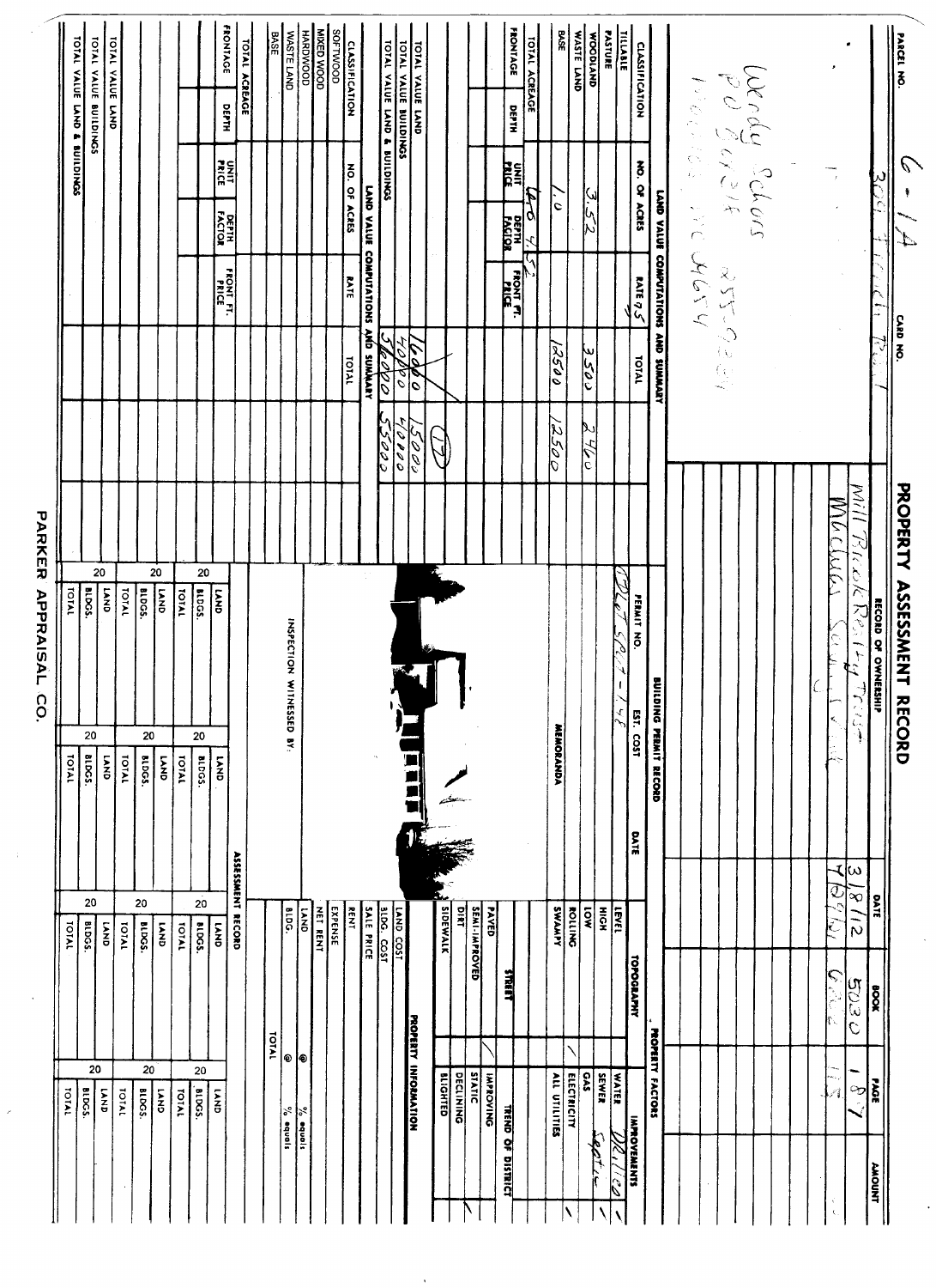# PROPERTY ASSESSMENT RECORD

**PARCEL NO.** 6-1A 309 French Rd

**CARD NO.**

Wendy Scholes
PO Box 814
Machias ME 04654

255-0221

## RECORD OF OWNERSHIP

| | DATE | BOOK | PAGE | AMOUNT |
|---|---|---|---|---|
| Mill Brook Realty Trust | 3/8/12 | 5030 | 187 | |
| Machias School Land | 7/9/14 | 6222 | 115 | |

## LAND VALUE COMPUTATIONS AND SUMMARY

| CLASSIFICATION | NO. OF ACRES | RATE 75 | TOTAL | | | |
|---|---|---|---|---|---|---|
| TILLABLE | | | | | | |
| PASTURE | | | | | | |
| WOODLAND | | | | | | |
| WASTE LAND | 3.52 | | 3500 | 2400 | | |
| BASE | 1.0 | | 12500 | 12500 | | |
| TOTAL ACREAGE | 4.52 | | | | | |

| FRONTAGE | DEPTH | UNIT PRICE | DEPTH FACTOR | FRONT FT. PRICE | | | |
|---|---|---|---|---|---|---|---|
| | | | | | | (17) | |
| TOTAL VALUE LAND | | | | | 16000 | 15000 | |
| TOTAL VALUE BUILDINGS | | | | | 40000 | 40000 | |
| TOTAL VALUE LAND & BUILDINGS | | | | | 56000 | 55000 | |

## LAND VALUE COMPUTATIONS AND SUMMARY

| CLASSIFICATION | NO. OF ACRES | RATE | TOTAL | | | |
|---|---|---|---|---|---|---|
| SOFTWOOD | | | | | | |
| MIXED WOOD | | | | | | |
| HARDWOOD | | | | | | |
| WASTE LAND | | | | | | |
| BASE | | | | | | |
| TOTAL ACREAGE | | | | | | |

| FRONTAGE | DEPTH | UNIT PRICE | DEPTH FACTOR | FRONT FT. PRICE | | | |
|---|---|---|---|---|---|---|---|
| | | | | | | | |
| TOTAL VALUE LAND | | | | | | | |
| TOTAL VALUE BUILDINGS | | | | | | | |
| TOTAL VALUE LAND & BUILDINGS | | | | | | | |

## BUILDING PERMIT RECORD

| PERMIT NO. | EST. COST | DATE |
|---|---|---|
| OLT 2017-148 | | |

**MEMORANDA**

## PROPERTY FACTORS

| TOPOGRAPHY | | IMPROVEMENTS | |
|---|---|---|---|
| LEVEL | | WATER | Drilled ✓ |
| HIGH | | SEWER | Septic ✓ |
| LOW | | GAS | |
| ROLLING | ✓ | ELECTRICITY | ✓ |
| SWAMPY | | ALL UTILITIES | |

| STREET | | TREND OF DISTRICT | |
|---|---|---|---|
| PAVED | ✓ | IMPROVING | |
| SEMI-IMPROVED | | STATIC | ✓ |
| DIRT | | DECLINING | |
| SIDEWALK | | BLIGHTED | |

## PROPERTY INFORMATION

- LAND COST
- BLDG. COST
- SALE PRICE
- RENT
- EXPENSE
- NET RENT
- LAND @ % equals
- BLDG. @ % equals
- TOTAL

INSPECTION WITNESSED BY:

## ASSESSMENT RECORD

| 20 | 20 | 20 | 20 |
|---|---|---|---|
| LAND | LAND | LAND | LAND |
| BLDGS. | BLDGS. | BLDGS. | BLDGS. |
| TOTAL | TOTAL | TOTAL | TOTAL |
| 20 | 20 | 20 | 20 |
| LAND | LAND | LAND | LAND |
| BLDGS. | BLDGS. | BLDGS. | BLDGS. |
| TOTAL | TOTAL | TOTAL | TOTAL |
| 20 | 20 | 20 | 20 |
| LAND | LAND | LAND | LAND |
| BLDGS. | BLDGS. | BLDGS. | BLDGS. |
| TOTAL | TOTAL | TOTAL | TOTAL |

PARKER APPRAISAL CO.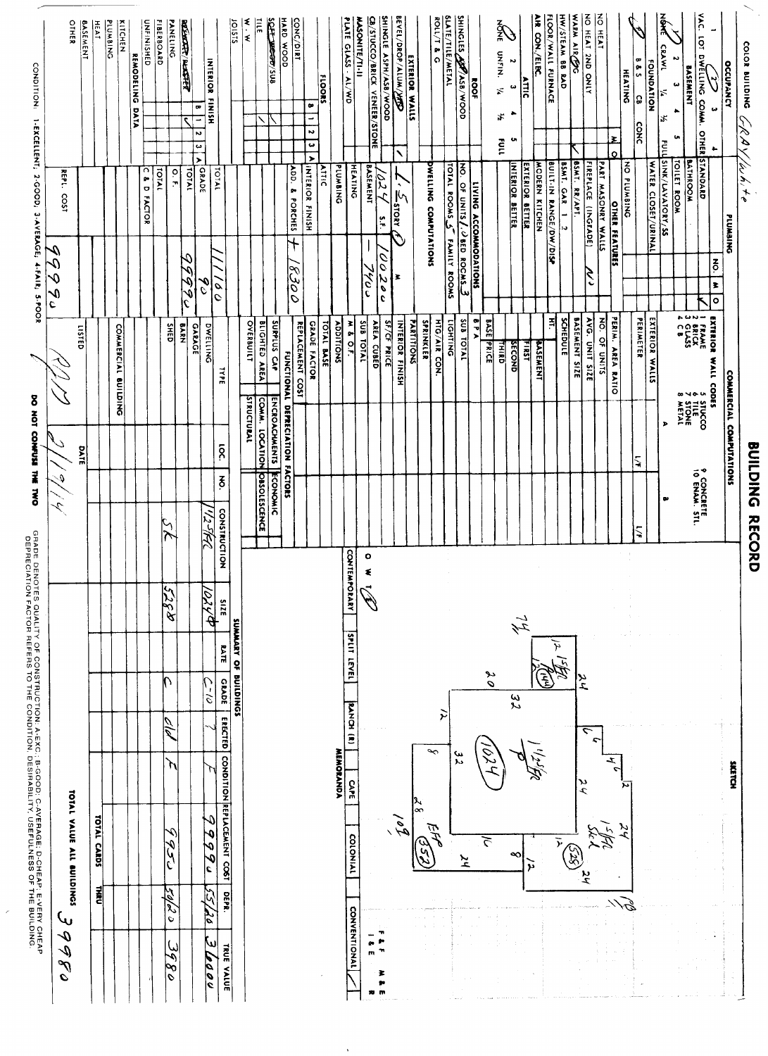# BUILDING RECORD

COLOR BUILDING: Gray/white

| OCCUPANCY | | | | |
|---|---|---|---|---|
| 1 | (2) | 3 | 4 | |
| VAC. LOT | DWELLING | COMM. | OTHER | |

| BASEMENT | | | | |
|---|---|---|---|---|
| (NONE) ✓ | 2 | 3 | 4 | 5 |
| NONE | CRAWL | 1/4 | 1/2 | FULL |

| FOUNDATION | | | |
|---|---|---|---|
| ✓ B & S | CB | CONC | |

| HEATING | | M | O |
|---|---|---|---|
| NO HEAT | | | |
| NO HEAT 2ND ONLY | | | |
| WARM AIR (HEATING) | | ✓ | |
| HW/STEAM BB RAD | | | |
| FLOOR/WALL FURNACE | | | |
| AIR CON./ELEC. | | | |

| ATTIC | | | | |
|---|---|---|---|---|
| (NONE) | 2 | 3 | 4 | 5 |
| NONE | UNFIN. | 1/4 | 1/2 | FULL |

| ROOF | |
|---|---|
| SHINGLES ASP/ASB/WOOD | ✓ |
| SLATE/TILE/METAL | |
| ROLL/T & G | |

| EXTERIOR WALLS | |
|---|---|
| BEVEL/DROP/ALUM/VINYL | ✓ |
| SHINGLE ASPH/ASB/WOOD | |
| CB/STUCCO/BRICK VENEER/STONE | |
| MASONITE/T1-11 | |
| PLATE GLASS - AL/WD | |

| FLOORS | B | 1 | 2 | 3 | A |
|---|---|---|---|---|---|
| CONC/DIRT | | | | | |
| HARD WOOD | | | | | |
| SOFT WOOD/SUB | | ✓ | | | |
| TILE | | ✓ | | | |
| W - W | | | | | |
| JOISTS | | | | | |

| INTERIOR FINISH | B | 1 | 2 | 3 | A |
|---|---|---|---|---|---|
| DRYWALL/PLASTER | | ✓ | | | |
| PANELING | | ✓ | | | |
| FIBERBOARD | | | | | |
| UNFINISHED | | | | | |

| REMODELING DATA | |
|---|---|
| KITCHEN | |
| PLUMBING | |
| HEAT | |
| BASEMENT | |
| OTHER | |

| PLUMBING | NO. | M | O |
|---|---|---|---|
| STANDARD | | | |
| BATHROOM | | | |
| TOILET ROOM | | | |
| SINK/LAVATORY/SS | | | |
| WATER CLOSET/URINAL | | | |
| NO PLUMBING | | | |

| OTHER FEATURES | | |
|---|---|---|
| PART MASONRY WALLS | | |
| FIREPLACE (INGRADE) | | N |
| BSMT. RR/APT. | | |
| BSMT. GAR 1 2 | | |
| BUILT-IN RANGE/DW/DISP | | |
| MODERN KITCHEN | | |
| EXTERIOR BETTER | | |
| INTERIOR BETTER | | |

| LIVING ACCOMMODATIONS | |
|---|---|
| NO. OF UNITS 1 | BED ROOMS 3 |
| TOTAL ROOMS 5 | FAMILY ROOMS |

| DWELLING COMPUTATIONS | | |
|---|---|---|
| 1.5 STORY | 1024 S.F. | 100200 |
| BASEMENT | — | 7400 |
| HEATING | | |
| PLUMBING | | |
| ATTIC | | |
| INTERIOR FINISH | | |
| ADD. & PORCHES | | + 18300 |
| TOTAL | | 111100 |
| GRADE | | 90 |
| TOTAL | | 99990 |
| O. F. | | |
| TOTAL | | |
| C & D FACTOR | | |
| REPL. COST | | 99990 |

## COMMERCIAL COMPUTATIONS

EXTERIOR WALL CODES: 1 FRAME, 2 BRICK, 3 GLASS, 4 C B, 5 STUCCO, 6 TILE, 7 STONE, 8 METAL, 9 CONCRETE, 10 ENAM. STL.

| | A | | B | |
|---|---|---|---|---|
| EXTERIOR WALLS | | | | |
| PERIMETER | | L/F | | L/F |
| PERIM. AREA RATIO | | | | |
| NO. OF UNITS | | | | |
| AVG. UNIT SIZE | | | | |
| BASEMENT SIZE | | | | |
| SCHEDULE | | | | |
| HT. | | | | |
| BASEMENT | | | | |
| FIRST | | | | |
| SECOND | | | | |
| THIRD | | | | |
| BASE PRICE | | | | |
| B P A | | | | |
| SUB TOTAL | | | | |
| LIGHTING | | | | |
| HTG/AIR CON. | | | | |
| SPRINKLER | | | | |
| PARTITIONS | | | | |
| INTERIOR FINISH | | | | |
| SF/CF PRICE | | | | |
| AREA CUBED | | | | |
| SUB TOTAL | | | | |
| M & O.F. | | | | |
| ADDITIONS | | | | |
| TOTAL BASE | | | | |
| GRADE FACTOR | | | | |
| REPLACEMENT COST | | | | |

| FUNCTIONAL DEPRECIATION FACTORS | | | |
|---|---|---|---|
| SURPLUS CAP | ENCROACHMENTS | ECONOMIC | |
| BLIGHTED AREA | COMM. LOCATION | OBSOLESCENCE | |
| OVERBUILT | STRUCTURAL | | |

## SKETCH

(Sketch with dimensions: 1 1/2 S/Fr 1024; 1 1/2 S/Fr (144) 12 x 12; 1 S/Fr Shed (528) 24 x 24; EFP (552) 108; dimensions 24, 20, 32, 12, 8, 32, 28, 16, 24, 12, 12, 24, 6, 4, 6, 2, 74, 78)

O W T (T)

| CONTEMPORARY | SPLIT LEVEL | RANCH (R) | CAPE | COLONIAL | CONVENTIONAL |
|---|---|---|---|---|---|
| | | | | | ✓ |

F & F / I & E / M & E / R

MEMORANDA

## SUMMARY OF BUILDINGS

| TYPE | LOC. | NO. | CONSTRUCTION | SIZE | RATE | GRADE | ERECTED | CONDITION | REPLACEMENT COST | DEPR. | TRUE VALUE |
|---|---|---|---|---|---|---|---|---|---|---|---|
| DWELLING | | | 1 1/2 S/Fr | 1024 | | C-10 | ? | F | 99990 | 55/20 | 36000 |
| GARAGE | | | | | | | | | | | |
| BARN | | | | | | | | | | | |
| SHED | | | SK | 528 | | C | old | F | 9950 | 50/20 | 3980 |
| COMMERCIAL BUILDING | | | | | | | | | | | |

TOTAL CARDS ___ THRU ___

TOTAL VALUE ALL BUILDINGS 39980

LISTED: RM DATE: 2/19/14

CONDITION: 1-EXCELLENT; 2-GOOD; 3-AVERAGE; 4-FAIR; 5-POOR

DO NOT CONFUSE THE TWO

GRADE DENOTES QUALITY OF CONSTRUCTION A-EXC. B-GOOD C-AVERAGE D-CHEAP E-VERY CHEAP
DEPRECIATION FACTOR REFERS TO THE CONDITION, DESIRABILITY, USEFULNESS OF THE BUILDING.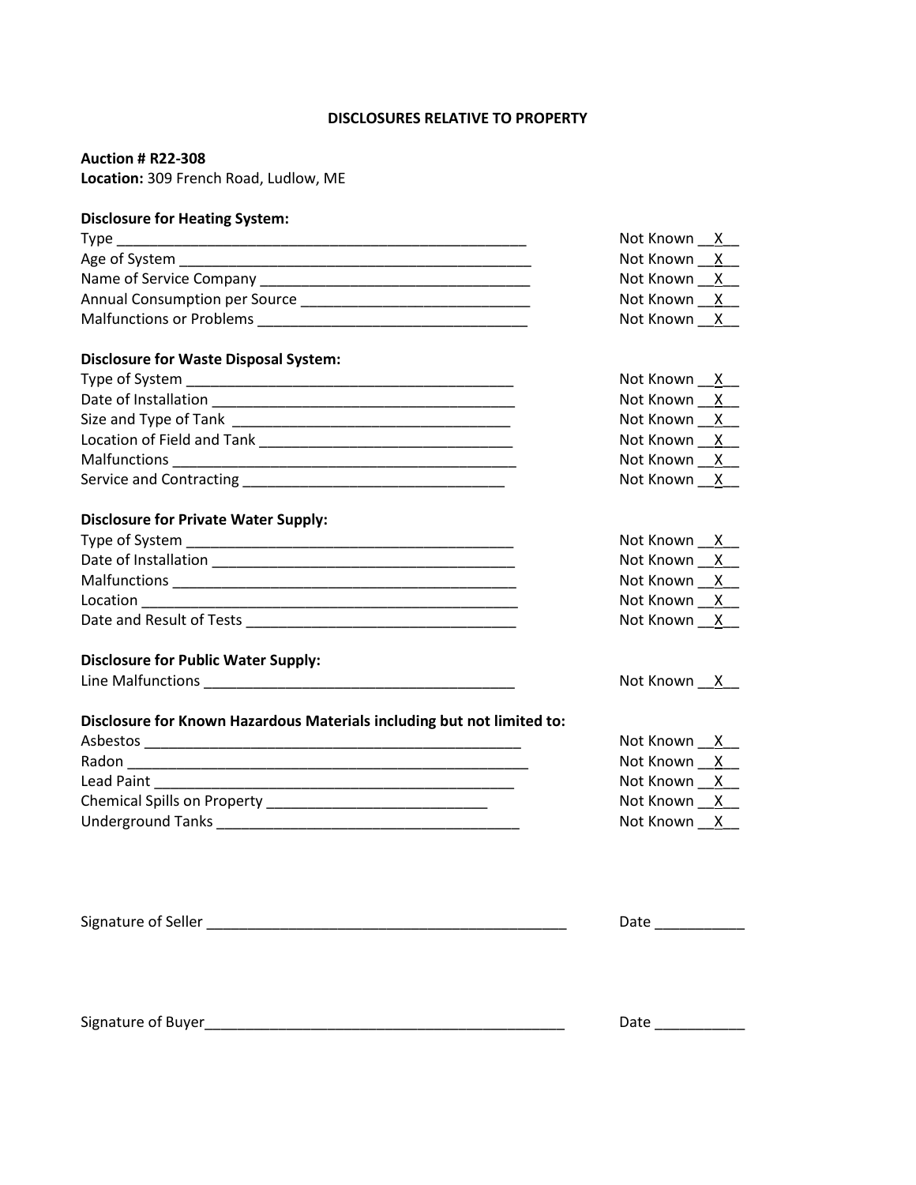## DISCLOSURES RELATIVE TO PROPERTY

**Auction # R22-308**
**Location:** 309 French Road, Ludlow, ME

**Disclosure for Heating System:**

Type ______________________________________________ Not Known __X__
Age of System ______________________________________ Not Known __X__
Name of Service Company ____________________________ Not Known __X__
Annual Consumption per Source _______________________ Not Known __X__
Malfunctions or Problems ____________________________ Not Known __X__

**Disclosure for Waste Disposal System:**

Type of System ____________________________________ Not Known __X__
Date of Installation _________________________________ Not Known __X__
Size and Type of Tank _______________________________ Not Known __X__
Location of Field and Tank ___________________________ Not Known __X__
Malfunctions ______________________________________ Not Known __X__
Service and Contracting ______________________________ Not Known __X__

**Disclosure for Private Water Supply:**

Type of System ____________________________________ Not Known __X__
Date of Installation _________________________________ Not Known __X__
Malfunctions ______________________________________ Not Known __X__
Location __________________________________________ Not Known __X__
Date and Result of Tests ______________________________ Not Known __X__

**Disclosure for Public Water Supply:**

Line Malfunctions ___________________________________ Not Known __X__

**Disclosure for Known Hazardous Materials including but not limited to:**

Asbestos __________________________________________ Not Known __X__
Radon ____________________________________________ Not Known __X__
Lead Paint ________________________________________ Not Known __X__
Chemical Spills on Property ___________________________ Not Known __X__
Underground Tanks __________________________________ Not Known __X__

Signature of Seller ____________________________________ Date ___________

Signature of Buyer_____________________________________ Date ___________